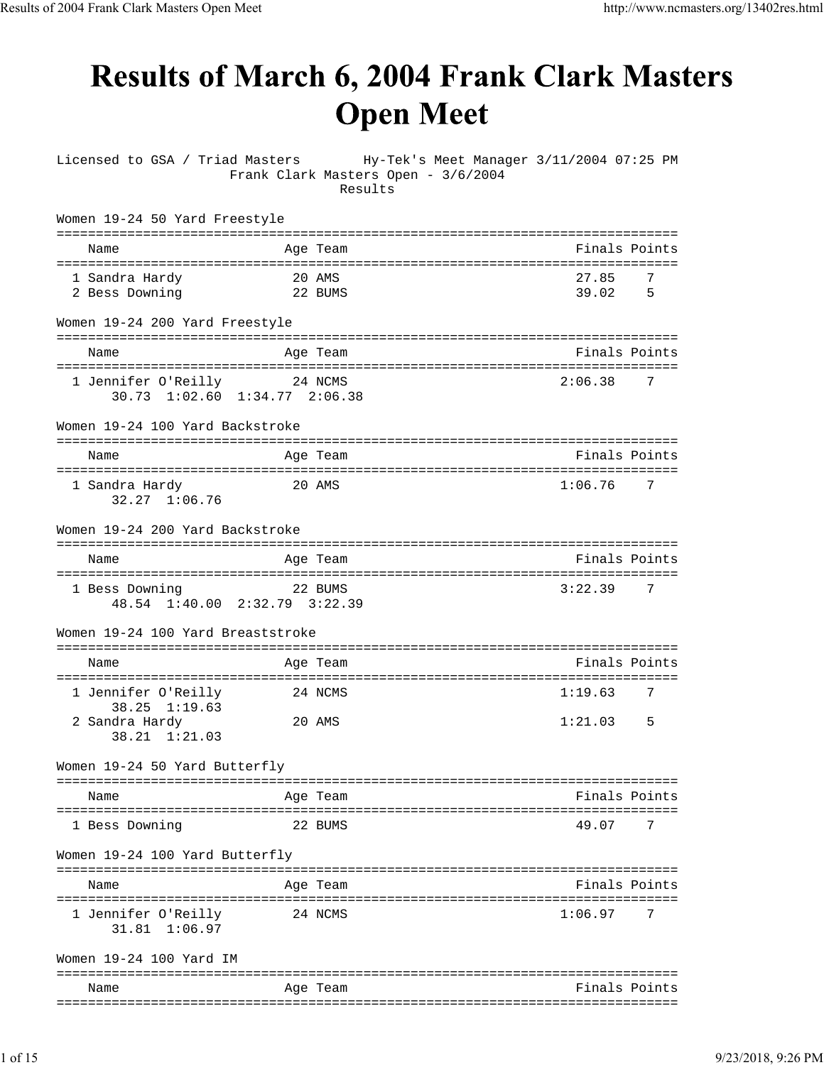# Results of March 6, 2004 Frank Clark Masters Open Meet

Licensed to GSA / Triad Masters    Hy-Tek's Meet Manager 3/11/2004 07:25 PM

Frank Clark Masters Open - 3/6/2004

Results

### Women 19-24 50 Yard Freestyle

| Name | Age | Team | Finals | Points |
|---|---|---|---|---|
| 1 Sandra Hardy | 20 | AMS | 27.85 | 7 |
| 2 Bess Downing | 22 | BUMS | 39.02 | 5 |

### Women 19-24 200 Yard Freestyle

| Name | Age | Team | Finals | Points |
|---|---|---|---|---|
| 1 Jennifer O'Reilly | 24 | NCMS | 2:06.38 | 7 |
| 30.73 1:02.60 1:34.77 2:06.38 | | | | |

### Women 19-24 100 Yard Backstroke

| Name | Age | Team | Finals | Points |
|---|---|---|---|---|
| 1 Sandra Hardy | 20 | AMS | 1:06.76 | 7 |
| 32.27 1:06.76 | | | | |

### Women 19-24 200 Yard Backstroke

| Name | Age | Team | Finals | Points |
|---|---|---|---|---|
| 1 Bess Downing | 22 | BUMS | 3:22.39 | 7 |
| 48.54 1:40.00 2:32.79 3:22.39 | | | | |

### Women 19-24 100 Yard Breaststroke

| Name | Age | Team | Finals | Points |
|---|---|---|---|---|
| 1 Jennifer O'Reilly | 24 | NCMS | 1:19.63 | 7 |
| 38.25 1:19.63 | | | | |
| 2 Sandra Hardy | 20 | AMS | 1:21.03 | 5 |
| 38.21 1:21.03 | | | | |

### Women 19-24 50 Yard Butterfly

| Name | Age | Team | Finals | Points |
|---|---|---|---|---|
| 1 Bess Downing | 22 | BUMS | 49.07 | 7 |

### Women 19-24 100 Yard Butterfly

| Name | Age | Team | Finals | Points |
|---|---|---|---|---|
| 1 Jennifer O'Reilly | 24 | NCMS | 1:06.97 | 7 |
| 31.81 1:06.97 | | | | |

### Women 19-24 100 Yard IM

| Name | Age | Team | Finals | Points |
|---|---|---|---|---|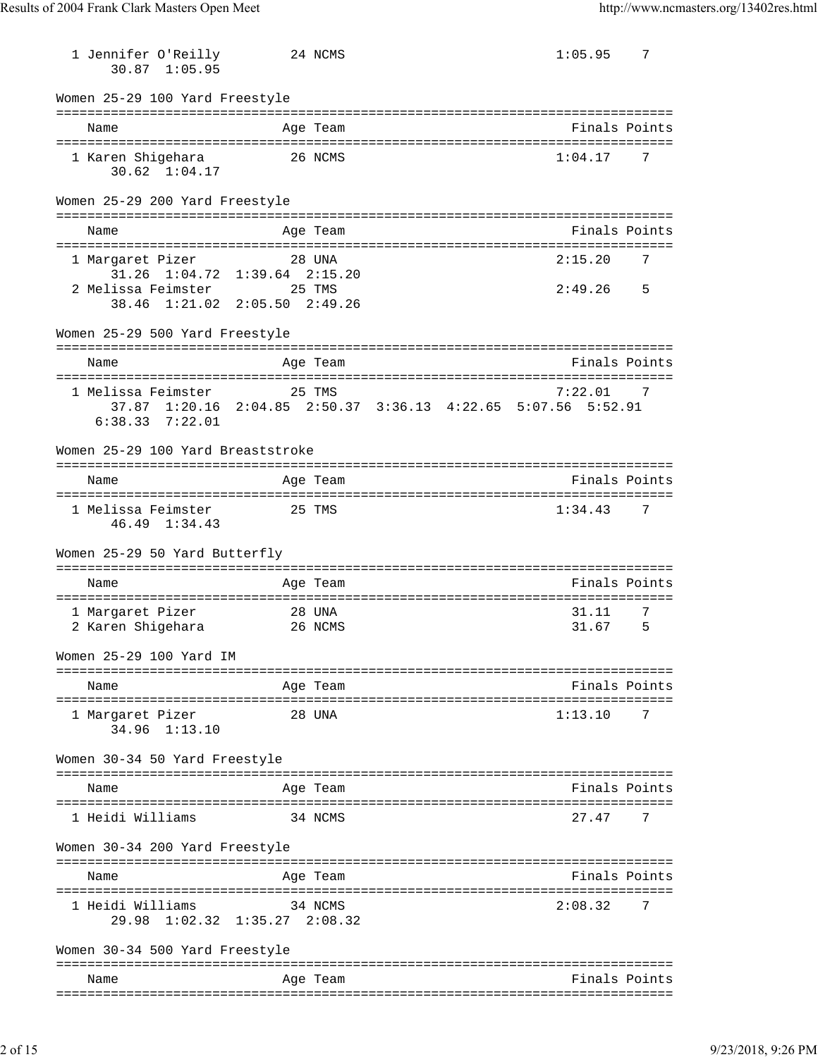| Name | Age | Team | Finals | Points |
|---|---|---|---|---|
| 1 Jennifer O'Reilly | 24 | NCMS | 1:05.95 | 7 |
| 30.87 1:05.95 | | | | |

### Women 25-29 100 Yard Freestyle

| Name | Age | Team | Finals | Points |
|---|---|---|---|---|
| 1 Karen Shigehara | 26 | NCMS | 1:04.17 | 7 |
| 30.62 1:04.17 | | | | |

### Women 25-29 200 Yard Freestyle

| Name | Age | Team | Finals | Points |
|---|---|---|---|---|
| 1 Margaret Pizer | 28 | UNA | 2:15.20 | 7 |
| 31.26 1:04.72 1:39.64 2:15.20 | | | | |
| 2 Melissa Feimster | 25 | TMS | 2:49.26 | 5 |
| 38.46 1:21.02 2:05.50 2:49.26 | | | | |

### Women 25-29 500 Yard Freestyle

| Name | Age | Team | Finals | Points |
|---|---|---|---|---|
| 1 Melissa Feimster | 25 | TMS | 7:22.01 | 7 |
| 37.87 1:20.16 2:04.85 2:50.37 3:36.13 4:22.65 5:07.56 5:52.91 6:38.33 7:22.01 | | | | |

### Women 25-29 100 Yard Breaststroke

| Name | Age | Team | Finals | Points |
|---|---|---|---|---|
| 1 Melissa Feimster | 25 | TMS | 1:34.43 | 7 |
| 46.49 1:34.43 | | | | |

### Women 25-29 50 Yard Butterfly

| Name | Age | Team | Finals | Points |
|---|---|---|---|---|
| 1 Margaret Pizer | 28 | UNA | 31.11 | 7 |
| 2 Karen Shigehara | 26 | NCMS | 31.67 | 5 |

### Women 25-29 100 Yard IM

| Name | Age | Team | Finals | Points |
|---|---|---|---|---|
| 1 Margaret Pizer | 28 | UNA | 1:13.10 | 7 |
| 34.96 1:13.10 | | | | |

### Women 30-34 50 Yard Freestyle

| Name | Age | Team | Finals | Points |
|---|---|---|---|---|
| 1 Heidi Williams | 34 | NCMS | 27.47 | 7 |

### Women 30-34 200 Yard Freestyle

| Name | Age | Team | Finals | Points |
|---|---|---|---|---|
| 1 Heidi Williams | 34 | NCMS | 2:08.32 | 7 |
| 29.98 1:02.32 1:35.27 2:08.32 | | | | |

### Women 30-34 500 Yard Freestyle

| Name | Age | Team | Finals | Points |
|---|---|---|---|---|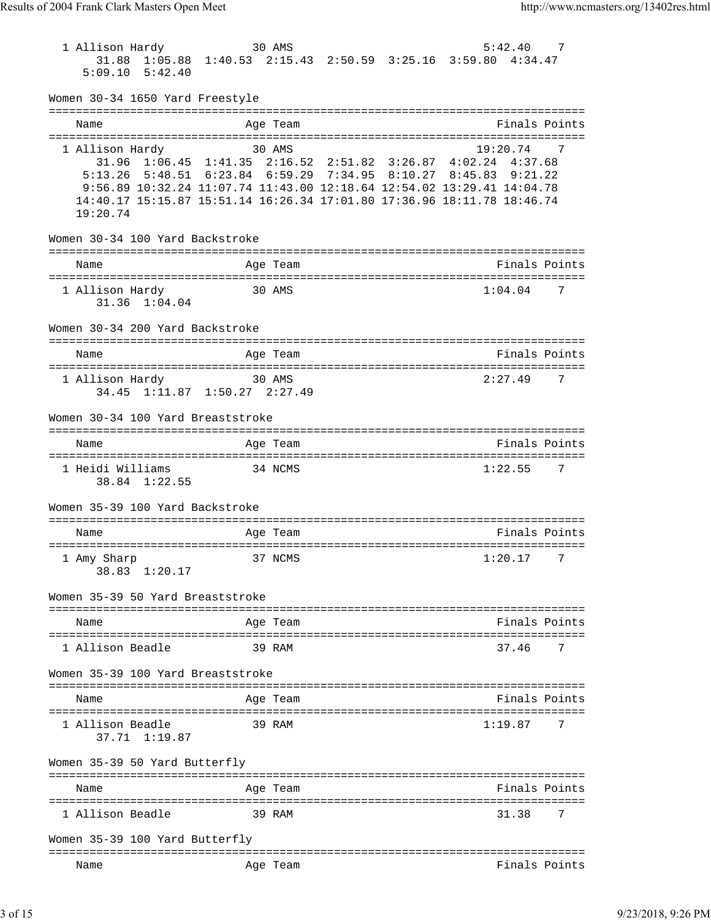```
  1 Allison Hardy             30 AMS                            5:42.40    7
       31.88  1:05.88  1:40.53  2:15.43  2:50.59  3:25.16  3:59.80  4:34.47
     5:09.10  5:42.40
```

Women 30-34 1650 Yard Freestyle

```
===============================================================================
    Name                    Age Team                               Finals Points
===============================================================================
  1 Allison Hardy             30 AMS                           19:20.74    7
       31.96  1:06.45  1:41.35  2:16.52  2:51.82  3:26.87  4:02.24  4:37.68
     5:13.26  5:48.51  6:23.84  6:59.29  7:34.95  8:10.27  8:45.83  9:21.22
     9:56.89 10:32.24 11:07.74 11:43.00 12:18.64 12:54.02 13:29.41 14:04.78
    14:40.17 15:15.87 15:51.14 16:26.34 17:01.80 17:36.96 18:11.78 18:46.74
    19:20.74
```

Women 30-34 100 Yard Backstroke

```
===============================================================================
    Name                    Age Team                               Finals Points
===============================================================================
  1 Allison Hardy             30 AMS                            1:04.04    7
       31.36  1:04.04
```

Women 30-34 200 Yard Backstroke

```
===============================================================================
    Name                    Age Team                               Finals Points
===============================================================================
  1 Allison Hardy             30 AMS                            2:27.49    7
       34.45  1:11.87  1:50.27  2:27.49
```

Women 30-34 100 Yard Breaststroke

```
===============================================================================
    Name                    Age Team                               Finals Points
===============================================================================
  1 Heidi Williams            34 NCMS                           1:22.55    7
       38.84  1:22.55
```

Women 35-39 100 Yard Backstroke

```
===============================================================================
    Name                    Age Team                               Finals Points
===============================================================================
  1 Amy Sharp                 37 NCMS                           1:20.17    7
       38.83  1:20.17
```

Women 35-39 50 Yard Breaststroke

```
===============================================================================
    Name                    Age Team                               Finals Points
===============================================================================
  1 Allison Beadle            39 RAM                              37.46    7
```

Women 35-39 100 Yard Breaststroke

```
===============================================================================
    Name                    Age Team                               Finals Points
===============================================================================
  1 Allison Beadle            39 RAM                            1:19.87    7
       37.71  1:19.87
```

Women 35-39 50 Yard Butterfly

```
===============================================================================
    Name                    Age Team                               Finals Points
===============================================================================
  1 Allison Beadle            39 RAM                              31.38    7
```

Women 35-39 100 Yard Butterfly

```
===============================================================================
    Name                    Age Team                               Finals Points
```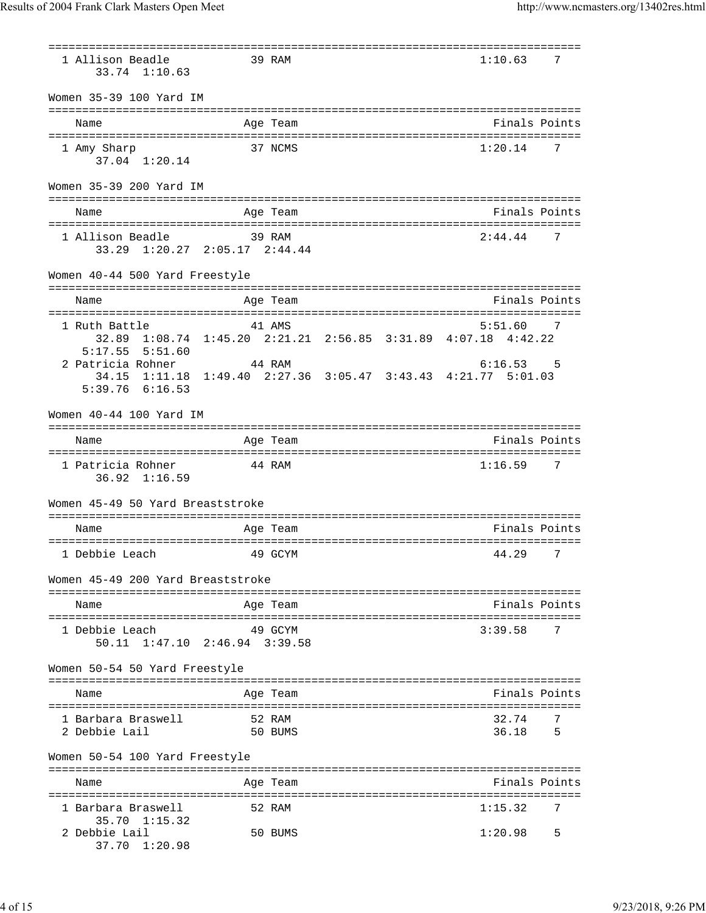| Name | Age | Team | Finals | Points |
|---|---|---|---|---|
| 1 Allison Beadle | 39 | RAM | 1:10.63 | 7 |
| 33.74  1:10.63 | | | | |

Women 35-39 100 Yard IM

| Name | Age | Team | Finals | Points |
|---|---|---|---|---|
| 1 Amy Sharp | 37 | NCMS | 1:20.14 | 7 |
| 37.04  1:20.14 | | | | |

Women 35-39 200 Yard IM

| Name | Age | Team | Finals | Points |
|---|---|---|---|---|
| 1 Allison Beadle | 39 | RAM | 2:44.44 | 7 |
| 33.29  1:20.27  2:05.17  2:44.44 | | | | |

Women 40-44 500 Yard Freestyle

| Name | Age | Team | Finals | Points |
|---|---|---|---|---|
| 1 Ruth Battle | 41 | AMS | 5:51.60 | 7 |
| 32.89  1:08.74  1:45.20  2:21.21  2:56.85  3:31.89  4:07.18  4:42.22  5:17.55  5:51.60 | | | | |
| 2 Patricia Rohner | 44 | RAM | 6:16.53 | 5 |
| 34.15  1:11.18  1:49.40  2:27.36  3:05.47  3:43.43  4:21.77  5:01.03  5:39.76  6:16.53 | | | | |

Women 40-44 100 Yard IM

| Name | Age | Team | Finals | Points |
|---|---|---|---|---|
| 1 Patricia Rohner | 44 | RAM | 1:16.59 | 7 |
| 36.92  1:16.59 | | | | |

Women 45-49 50 Yard Breaststroke

| Name | Age | Team | Finals | Points |
|---|---|---|---|---|
| 1 Debbie Leach | 49 | GCYM | 44.29 | 7 |

Women 45-49 200 Yard Breaststroke

| Name | Age | Team | Finals | Points |
|---|---|---|---|---|
| 1 Debbie Leach | 49 | GCYM | 3:39.58 | 7 |
| 50.11  1:47.10  2:46.94  3:39.58 | | | | |

Women 50-54 50 Yard Freestyle

| Name | Age | Team | Finals | Points |
|---|---|---|---|---|
| 1 Barbara Braswell | 52 | RAM | 32.74 | 7 |
| 2 Debbie Lail | 50 | BUMS | 36.18 | 5 |

Women 50-54 100 Yard Freestyle

| Name | Age | Team | Finals | Points |
|---|---|---|---|---|
| 1 Barbara Braswell | 52 | RAM | 1:15.32 | 7 |
| 35.70  1:15.32 | | | | |
| 2 Debbie Lail | 50 | BUMS | 1:20.98 | 5 |
| 37.70  1:20.98 | | | | |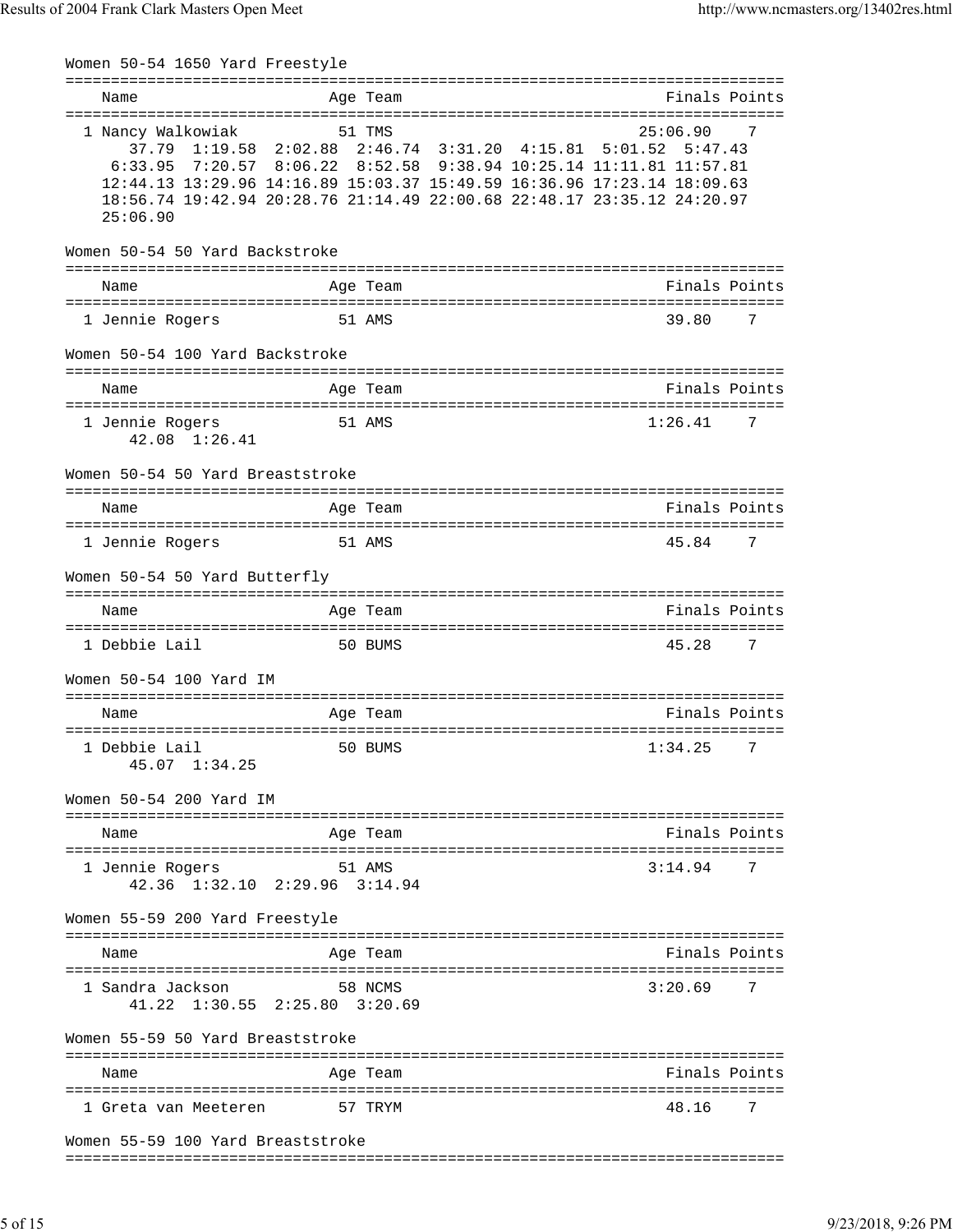Women 50-54 1650 Yard Freestyle

| Name | Age | Team | Finals | Points |
|---|---|---|---|---|
| 1 Nancy Walkowiak | 51 | TMS | 25:06.90 | 7 |

37.79 1:19.58 2:02.88 2:46.74 3:31.20 4:15.81 5:01.52 5:47.43
6:33.95 7:20.57 8:06.22 8:52.58 9:38.94 10:25.14 11:11.81 11:57.81
12:44.13 13:29.96 14:16.89 15:03.37 15:49.59 16:36.96 17:23.14 18:09.63
18:56.74 19:42.94 20:28.76 21:14.49 22:00.68 22:48.17 23:35.12 24:20.97
25:06.90

Women 50-54 50 Yard Backstroke

| Name | Age | Team | Finals | Points |
|---|---|---|---|---|
| 1 Jennie Rogers | 51 | AMS | 39.80 | 7 |

Women 50-54 100 Yard Backstroke

| Name | Age | Team | Finals | Points |
|---|---|---|---|---|
| 1 Jennie Rogers | 51 | AMS | 1:26.41 | 7 |

42.08 1:26.41

Women 50-54 50 Yard Breaststroke

| Name | Age | Team | Finals | Points |
|---|---|---|---|---|
| 1 Jennie Rogers | 51 | AMS | 45.84 | 7 |

Women 50-54 50 Yard Butterfly

| Name | Age | Team | Finals | Points |
|---|---|---|---|---|
| 1 Debbie Lail | 50 | BUMS | 45.28 | 7 |

Women 50-54 100 Yard IM

| Name | Age | Team | Finals | Points |
|---|---|---|---|---|
| 1 Debbie Lail | 50 | BUMS | 1:34.25 | 7 |

45.07 1:34.25

Women 50-54 200 Yard IM

| Name | Age | Team | Finals | Points |
|---|---|---|---|---|
| 1 Jennie Rogers | 51 | AMS | 3:14.94 | 7 |

42.36 1:32.10 2:29.96 3:14.94

Women 55-59 200 Yard Freestyle

| Name | Age | Team | Finals | Points |
|---|---|---|---|---|
| 1 Sandra Jackson | 58 | NCMS | 3:20.69 | 7 |

41.22 1:30.55 2:25.80 3:20.69

Women 55-59 50 Yard Breaststroke

| Name | Age | Team | Finals | Points |
|---|---|---|---|---|
| 1 Greta van Meeteren | 57 | TRYM | 48.16 | 7 |

Women 55-59 100 Yard Breaststroke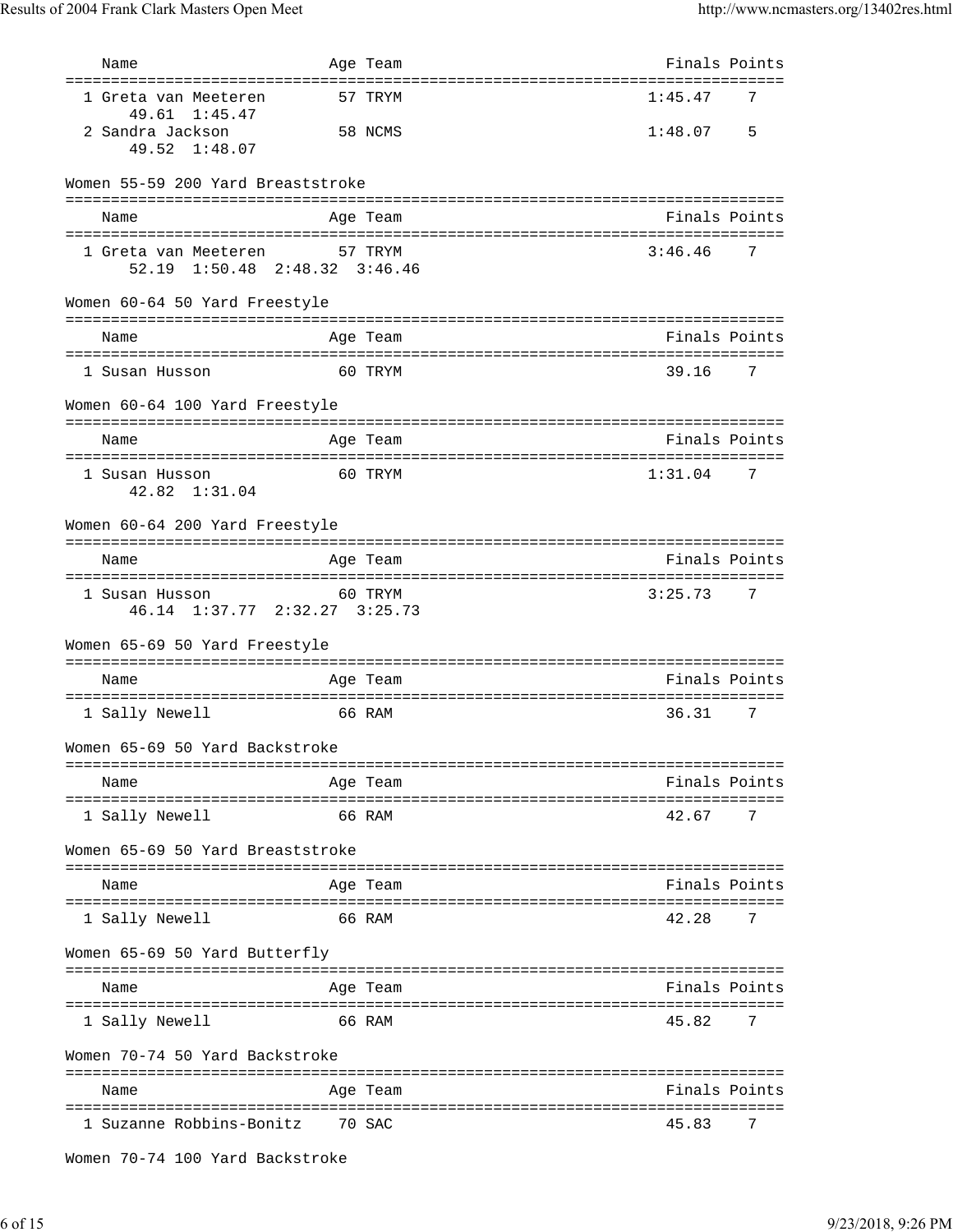| Name | Age | Team | Finals | Points |
|---|---|---|---|---|
| 1 Greta van Meeteren | 57 | TRYM | 1:45.47 | 7 |
| 49.61 1:45.47 | | | | |
| 2 Sandra Jackson | 58 | NCMS | 1:48.07 | 5 |
| 49.52 1:48.07 | | | | |

Women 55-59 200 Yard Breaststroke

| Name | Age | Team | Finals | Points |
|---|---|---|---|---|
| 1 Greta van Meeteren | 57 | TRYM | 3:46.46 | 7 |
| 52.19 1:50.48 2:48.32 3:46.46 | | | | |

Women 60-64 50 Yard Freestyle

| Name | Age | Team | Finals | Points |
|---|---|---|---|---|
| 1 Susan Husson | 60 | TRYM | 39.16 | 7 |

Women 60-64 100 Yard Freestyle

| Name | Age | Team | Finals | Points |
|---|---|---|---|---|
| 1 Susan Husson | 60 | TRYM | 1:31.04 | 7 |
| 42.82 1:31.04 | | | | |

Women 60-64 200 Yard Freestyle

| Name | Age | Team | Finals | Points |
|---|---|---|---|---|
| 1 Susan Husson | 60 | TRYM | 3:25.73 | 7 |
| 46.14 1:37.77 2:32.27 3:25.73 | | | | |

Women 65-69 50 Yard Freestyle

| Name | Age | Team | Finals | Points |
|---|---|---|---|---|
| 1 Sally Newell | 66 | RAM | 36.31 | 7 |

Women 65-69 50 Yard Backstroke

| Name | Age | Team | Finals | Points |
|---|---|---|---|---|
| 1 Sally Newell | 66 | RAM | 42.67 | 7 |

Women 65-69 50 Yard Breaststroke

| Name | Age | Team | Finals | Points |
|---|---|---|---|---|
| 1 Sally Newell | 66 | RAM | 42.28 | 7 |

Women 65-69 50 Yard Butterfly

| Name | Age | Team | Finals | Points |
|---|---|---|---|---|
| 1 Sally Newell | 66 | RAM | 45.82 | 7 |

Women 70-74 50 Yard Backstroke

| Name | Age | Team | Finals | Points |
|---|---|---|---|---|
| 1 Suzanne Robbins-Bonitz | 70 | SAC | 45.83 | 7 |

Women 70-74 100 Yard Backstroke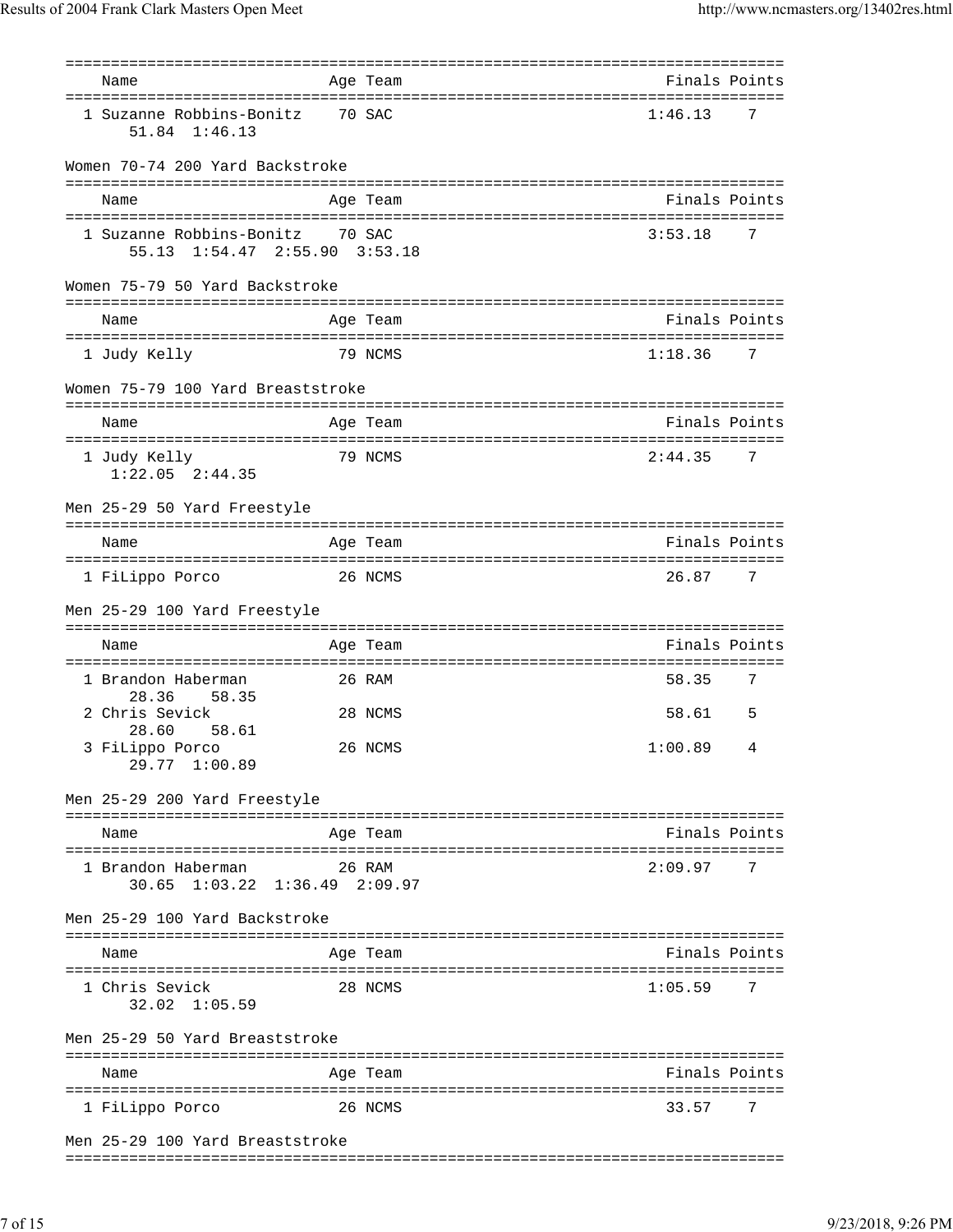| Name | Age | Team | Finals | Points |
|---|---|---|---|---|
| 1 Suzanne Robbins-Bonitz | 70 | SAC | 1:46.13 | 7 |
| 51.84 1:46.13 | | | | |

Women 70-74 200 Yard Backstroke

| Name | Age | Team | Finals | Points |
|---|---|---|---|---|
| 1 Suzanne Robbins-Bonitz | 70 | SAC | 3:53.18 | 7 |
| 55.13 1:54.47 2:55.90 3:53.18 | | | | |

Women 75-79 50 Yard Backstroke

| Name | Age | Team | Finals | Points |
|---|---|---|---|---|
| 1 Judy Kelly | 79 | NCMS | 1:18.36 | 7 |

Women 75-79 100 Yard Breaststroke

| Name | Age | Team | Finals | Points |
|---|---|---|---|---|
| 1 Judy Kelly | 79 | NCMS | 2:44.35 | 7 |
| 1:22.05 2:44.35 | | | | |

Men 25-29 50 Yard Freestyle

| Name | Age | Team | Finals | Points |
|---|---|---|---|---|
| 1 FiLippo Porco | 26 | NCMS | 26.87 | 7 |

Men 25-29 100 Yard Freestyle

| Name | Age | Team | Finals | Points |
|---|---|---|---|---|
| 1 Brandon Haberman | 26 | RAM | 58.35 | 7 |
| 28.36 58.35 | | | | |
| 2 Chris Sevick | 28 | NCMS | 58.61 | 5 |
| 28.60 58.61 | | | | |
| 3 FiLippo Porco | 26 | NCMS | 1:00.89 | 4 |
| 29.77 1:00.89 | | | | |

Men 25-29 200 Yard Freestyle

| Name | Age | Team | Finals | Points |
|---|---|---|---|---|
| 1 Brandon Haberman | 26 | RAM | 2:09.97 | 7 |
| 30.65 1:03.22 1:36.49 2:09.97 | | | | |

Men 25-29 100 Yard Backstroke

| Name | Age | Team | Finals | Points |
|---|---|---|---|---|
| 1 Chris Sevick | 28 | NCMS | 1:05.59 | 7 |
| 32.02 1:05.59 | | | | |

Men 25-29 50 Yard Breaststroke

| Name | Age | Team | Finals | Points |
|---|---|---|---|---|
| 1 FiLippo Porco | 26 | NCMS | 33.57 | 7 |

Men 25-29 100 Yard Breaststroke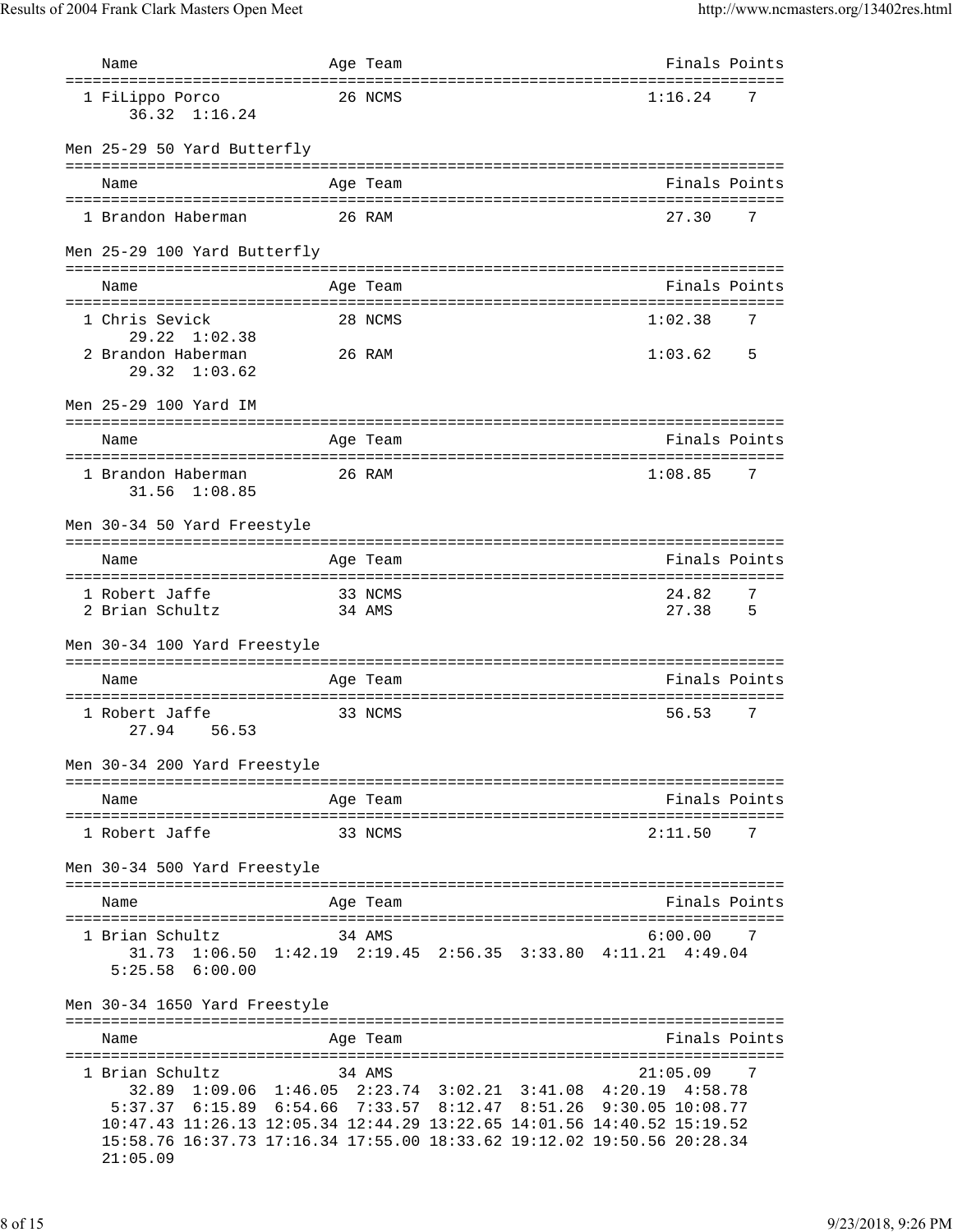| Name | Age | Team | Finals | Points |
|---|---|---|---|---|
| 1 FiLippo Porco | 26 | NCMS | 1:16.24 | 7 |
| 36.32 1:16.24 | | | | |

Men 25-29 50 Yard Butterfly

| Name | Age | Team | Finals | Points |
|---|---|---|---|---|
| 1 Brandon Haberman | 26 | RAM | 27.30 | 7 |

Men 25-29 100 Yard Butterfly

| Name | Age | Team | Finals | Points |
|---|---|---|---|---|
| 1 Chris Sevick | 28 | NCMS | 1:02.38 | 7 |
| 29.22 1:02.38 | | | | |
| 2 Brandon Haberman | 26 | RAM | 1:03.62 | 5 |
| 29.32 1:03.62 | | | | |

Men 25-29 100 Yard IM

| Name | Age | Team | Finals | Points |
|---|---|---|---|---|
| 1 Brandon Haberman | 26 | RAM | 1:08.85 | 7 |
| 31.56 1:08.85 | | | | |

Men 30-34 50 Yard Freestyle

| Name | Age | Team | Finals | Points |
|---|---|---|---|---|
| 1 Robert Jaffe | 33 | NCMS | 24.82 | 7 |
| 2 Brian Schultz | 34 | AMS | 27.38 | 5 |

Men 30-34 100 Yard Freestyle

| Name | Age | Team | Finals | Points |
|---|---|---|---|---|
| 1 Robert Jaffe | 33 | NCMS | 56.53 | 7 |
| 27.94 56.53 | | | | |

Men 30-34 200 Yard Freestyle

| Name | Age | Team | Finals | Points |
|---|---|---|---|---|
| 1 Robert Jaffe | 33 | NCMS | 2:11.50 | 7 |

Men 30-34 500 Yard Freestyle

| Name | Age | Team | Finals | Points |
|---|---|---|---|---|
| 1 Brian Schultz | 34 | AMS | 6:00.00 | 7 |
| 31.73 1:06.50 1:42.19 2:19.45 2:56.35 3:33.80 4:11.21 4:49.04 5:25.58 6:00.00 | | | | |

Men 30-34 1650 Yard Freestyle

| Name | Age | Team | Finals | Points |
|---|---|---|---|---|
| 1 Brian Schultz | 34 | AMS | 21:05.09 | 7 |
| 32.89 1:09.06 1:46.05 2:23.74 3:02.21 3:41.08 4:20.19 4:58.78 5:37.37 6:15.89 6:54.66 7:33.57 8:12.47 8:51.26 9:30.05 10:08.77 10:47.43 11:26.13 12:05.34 12:44.29 13:22.65 14:01.56 14:40.52 15:19.52 15:58.76 16:37.73 17:16.34 17:55.00 18:33.62 19:12.02 19:50.56 20:28.34 21:05.09 | | | | |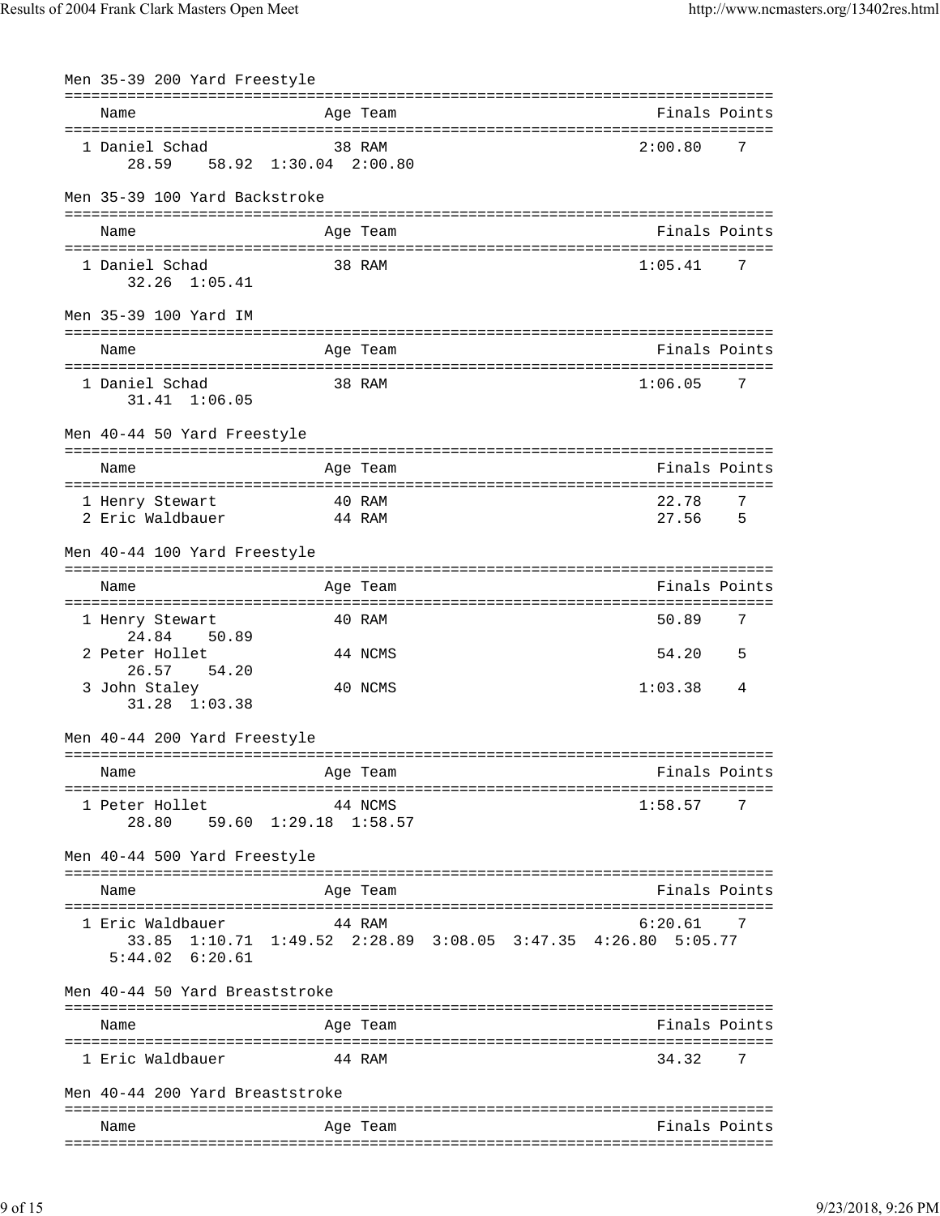### Men 35-39 200 Yard Freestyle

| Name | Age | Team | Finals | Points |
|---|---|---|---|---|
| 1 Daniel Schad | 38 | RAM | 2:00.80 | 7 |
| 28.59  58.92  1:30.04  2:00.80 | | | | |

### Men 35-39 100 Yard Backstroke

| Name | Age | Team | Finals | Points |
|---|---|---|---|---|
| 1 Daniel Schad | 38 | RAM | 1:05.41 | 7 |
| 32.26  1:05.41 | | | | |

### Men 35-39 100 Yard IM

| Name | Age | Team | Finals | Points |
|---|---|---|---|---|
| 1 Daniel Schad | 38 | RAM | 1:06.05 | 7 |
| 31.41  1:06.05 | | | | |

### Men 40-44 50 Yard Freestyle

| Name | Age | Team | Finals | Points |
|---|---|---|---|---|
| 1 Henry Stewart | 40 | RAM | 22.78 | 7 |
| 2 Eric Waldbauer | 44 | RAM | 27.56 | 5 |

### Men 40-44 100 Yard Freestyle

| Name | Age | Team | Finals | Points |
|---|---|---|---|---|
| 1 Henry Stewart | 40 | RAM | 50.89 | 7 |
| 24.84  50.89 | | | | |
| 2 Peter Hollet | 44 | NCMS | 54.20 | 5 |
| 26.57  54.20 | | | | |
| 3 John Staley | 40 | NCMS | 1:03.38 | 4 |
| 31.28  1:03.38 | | | | |

### Men 40-44 200 Yard Freestyle

| Name | Age | Team | Finals | Points |
|---|---|---|---|---|
| 1 Peter Hollet | 44 | NCMS | 1:58.57 | 7 |
| 28.80  59.60  1:29.18  1:58.57 | | | | |

### Men 40-44 500 Yard Freestyle

| Name | Age | Team | Finals | Points |
|---|---|---|---|---|
| 1 Eric Waldbauer | 44 | RAM | 6:20.61 | 7 |
| 33.85  1:10.71  1:49.52  2:28.89  3:08.05  3:47.35  4:26.80  5:05.77  5:44.02  6:20.61 | | | | |

### Men 40-44 50 Yard Breaststroke

| Name | Age | Team | Finals | Points |
|---|---|---|---|---|
| 1 Eric Waldbauer | 44 | RAM | 34.32 | 7 |

### Men 40-44 200 Yard Breaststroke

| Name | Age | Team | Finals | Points |
|---|---|---|---|---|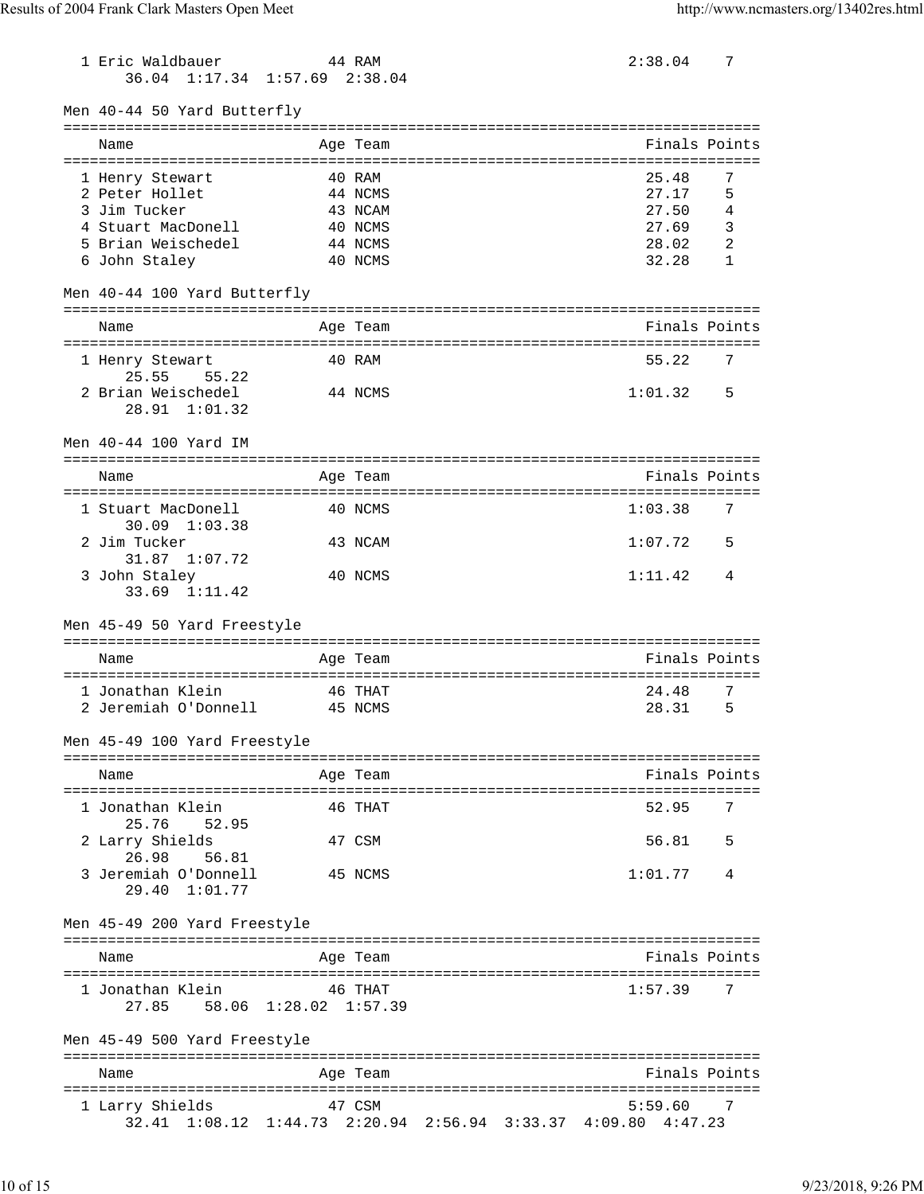| | Name | Age | Team | Finals | Points |
|---|---|---|---|---|---|
| 1 | Eric Waldbauer | 44 | RAM | 2:38.04 | 7 |

36.04 1:17.34 1:57.69 2:38.04

## Men 40-44 50 Yard Butterfly

| | Name | Age | Team | Finals | Points |
|---|---|---|---|---|---|
| 1 | Henry Stewart | 40 | RAM | 25.48 | 7 |
| 2 | Peter Hollet | 44 | NCMS | 27.17 | 5 |
| 3 | Jim Tucker | 43 | NCAM | 27.50 | 4 |
| 4 | Stuart MacDonell | 40 | NCMS | 27.69 | 3 |
| 5 | Brian Weischedel | 44 | NCMS | 28.02 | 2 |
| 6 | John Staley | 40 | NCMS | 32.28 | 1 |

## Men 40-44 100 Yard Butterfly

| | Name | Age | Team | Finals | Points |
|---|---|---|---|---|---|
| 1 | Henry Stewart | 40 | RAM | 55.22 | 7 |
| | 25.55 55.22 | | | | |
| 2 | Brian Weischedel | 44 | NCMS | 1:01.32 | 5 |
| | 28.91 1:01.32 | | | | |

## Men 40-44 100 Yard IM

| | Name | Age | Team | Finals | Points |
|---|---|---|---|---|---|
| 1 | Stuart MacDonell | 40 | NCMS | 1:03.38 | 7 |
| | 30.09 1:03.38 | | | | |
| 2 | Jim Tucker | 43 | NCAM | 1:07.72 | 5 |
| | 31.87 1:07.72 | | | | |
| 3 | John Staley | 40 | NCMS | 1:11.42 | 4 |
| | 33.69 1:11.42 | | | | |

## Men 45-49 50 Yard Freestyle

| | Name | Age | Team | Finals | Points |
|---|---|---|---|---|---|
| 1 | Jonathan Klein | 46 | THAT | 24.48 | 7 |
| 2 | Jeremiah O'Donnell | 45 | NCMS | 28.31 | 5 |

## Men 45-49 100 Yard Freestyle

| | Name | Age | Team | Finals | Points |
|---|---|---|---|---|---|
| 1 | Jonathan Klein | 46 | THAT | 52.95 | 7 |
| | 25.76 52.95 | | | | |
| 2 | Larry Shields | 47 | CSM | 56.81 | 5 |
| | 26.98 56.81 | | | | |
| 3 | Jeremiah O'Donnell | 45 | NCMS | 1:01.77 | 4 |
| | 29.40 1:01.77 | | | | |

## Men 45-49 200 Yard Freestyle

| | Name | Age | Team | Finals | Points |
|---|---|---|---|---|---|
| 1 | Jonathan Klein | 46 | THAT | 1:57.39 | 7 |
| | 27.85 58.06 1:28.02 1:57.39 | | | | |

## Men 45-49 500 Yard Freestyle

| | Name | Age | Team | Finals | Points |
|---|---|---|---|---|---|
| 1 | Larry Shields | 47 | CSM | 5:59.60 | 7 |
| | 32.41 1:08.12 1:44.73 2:20.94 2:56.94 3:33.37 4:09.80 4:47.23 | | | | |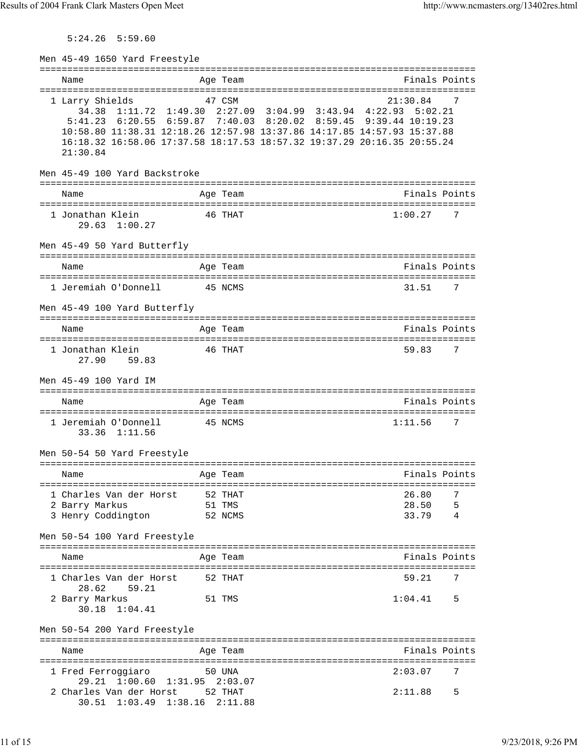5:24.26  5:59.60

Men 45-49 1650 Yard Freestyle

```
===============================================================================
    Name                    Age Team                              Finals Points
===============================================================================
  1 Larry Shields            47 CSM                             21:30.84    7
       34.38  1:11.72  1:49.30  2:27.09  3:04.99  3:43.94  4:22.93  5:02.21
     5:41.23  6:20.55  6:59.87  7:40.03  8:20.02  8:59.45  9:39.44 10:19.23
    10:58.80 11:38.31 12:18.26 12:57.98 13:37.86 14:17.85 14:57.93 15:37.88
    16:18.32 16:58.06 17:37.58 18:17.53 18:57.32 19:37.29 20:16.35 20:55.24
    21:30.84
```

Men 45-49 100 Yard Backstroke

```
===============================================================================
    Name                    Age Team                              Finals Points
===============================================================================
  1 Jonathan Klein           46 THAT                             1:00.27    7
       29.63  1:00.27
```

Men 45-49 50 Yard Butterfly

```
===============================================================================
    Name                    Age Team                              Finals Points
===============================================================================
  1 Jeremiah O'Donnell       45 NCMS                               31.51    7
```

Men 45-49 100 Yard Butterfly

```
===============================================================================
    Name                    Age Team                              Finals Points
===============================================================================
  1 Jonathan Klein           46 THAT                               59.83    7
       27.90    59.83
```

Men 45-49 100 Yard IM

```
===============================================================================
    Name                    Age Team                              Finals Points
===============================================================================
  1 Jeremiah O'Donnell       45 NCMS                             1:11.56    7
       33.36  1:11.56
```

Men 50-54 50 Yard Freestyle

```
===============================================================================
    Name                    Age Team                              Finals Points
===============================================================================
  1 Charles Van der Horst    52 THAT                               26.80    7
  2 Barry Markus             51 TMS                                28.50    5
  3 Henry Coddington         52 NCMS                               33.79    4
```

Men 50-54 100 Yard Freestyle

```
===============================================================================
    Name                    Age Team                              Finals Points
===============================================================================
  1 Charles Van der Horst    52 THAT                               59.21    7
       28.62    59.21
  2 Barry Markus             51 TMS                              1:04.41    5
       30.18  1:04.41
```

Men 50-54 200 Yard Freestyle

```
===============================================================================
    Name                    Age Team                              Finals Points
===============================================================================
  1 Fred Ferroggiaro         50 UNA                              2:03.07    7
       29.21  1:00.60  1:31.95  2:03.07
  2 Charles Van der Horst    52 THAT                             2:11.88    5
       30.51  1:03.49  1:38.16  2:11.88
```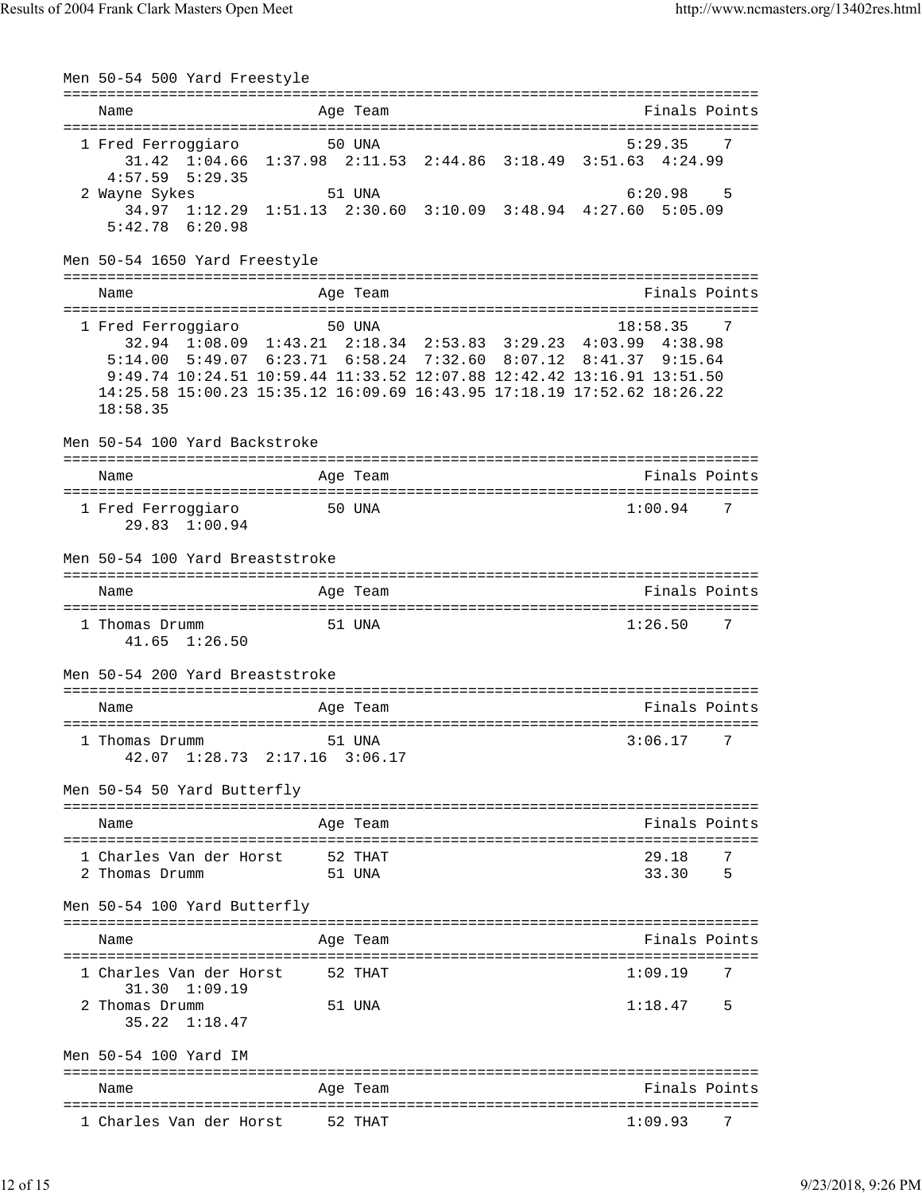## Men 50-54 500 Yard Freestyle

| | Name | Age | Team | Finals | Points |
|---|---|---|---|---|---|
| 1 | Fred Ferroggiaro | 50 | UNA | 5:29.35 | 7 |
| | 31.42 1:04.66 1:37.98 2:11.53 2:44.86 3:18.49 3:51.63 4:24.99 4:57.59 5:29.35 | | | | |
| 2 | Wayne Sykes | 51 | UNA | 6:20.98 | 5 |
| | 34.97 1:12.29 1:51.13 2:30.60 3:10.09 3:48.94 4:27.60 5:05.09 5:42.78 6:20.98 | | | | |

## Men 50-54 1650 Yard Freestyle

| | Name | Age | Team | Finals | Points |
|---|---|---|---|---|---|
| 1 | Fred Ferroggiaro | 50 | UNA | 18:58.35 | 7 |
| | 32.94 1:08.09 1:43.21 2:18.34 2:53.83 3:29.23 4:03.99 4:38.98 5:14.00 5:49.07 6:23.71 6:58.24 7:32.60 8:07.12 8:41.37 9:15.64 9:49.74 10:24.51 10:59.44 11:33.52 12:07.88 12:42.42 13:16.91 13:51.50 14:25.58 15:00.23 15:35.12 16:09.69 16:43.95 17:18.19 17:52.62 18:26.22 18:58.35 | | | | |

## Men 50-54 100 Yard Backstroke

| | Name | Age | Team | Finals | Points |
|---|---|---|---|---|---|
| 1 | Fred Ferroggiaro | 50 | UNA | 1:00.94 | 7 |
| | 29.83 1:00.94 | | | | |

## Men 50-54 100 Yard Breaststroke

| | Name | Age | Team | Finals | Points |
|---|---|---|---|---|---|
| 1 | Thomas Drumm | 51 | UNA | 1:26.50 | 7 |
| | 41.65 1:26.50 | | | | |

## Men 50-54 200 Yard Breaststroke

| | Name | Age | Team | Finals | Points |
|---|---|---|---|---|---|
| 1 | Thomas Drumm | 51 | UNA | 3:06.17 | 7 |
| | 42.07 1:28.73 2:17.16 3:06.17 | | | | |

## Men 50-54 50 Yard Butterfly

| | Name | Age | Team | Finals | Points |
|---|---|---|---|---|---|
| 1 | Charles Van der Horst | 52 | THAT | 29.18 | 7 |
| 2 | Thomas Drumm | 51 | UNA | 33.30 | 5 |

## Men 50-54 100 Yard Butterfly

| | Name | Age | Team | Finals | Points |
|---|---|---|---|---|---|
| 1 | Charles Van der Horst | 52 | THAT | 1:09.19 | 7 |
| | 31.30 1:09.19 | | | | |
| 2 | Thomas Drumm | 51 | UNA | 1:18.47 | 5 |
| | 35.22 1:18.47 | | | | |

## Men 50-54 100 Yard IM

| | Name | Age | Team | Finals | Points |
|---|---|---|---|---|---|
| 1 | Charles Van der Horst | 52 | THAT | 1:09.93 | 7 |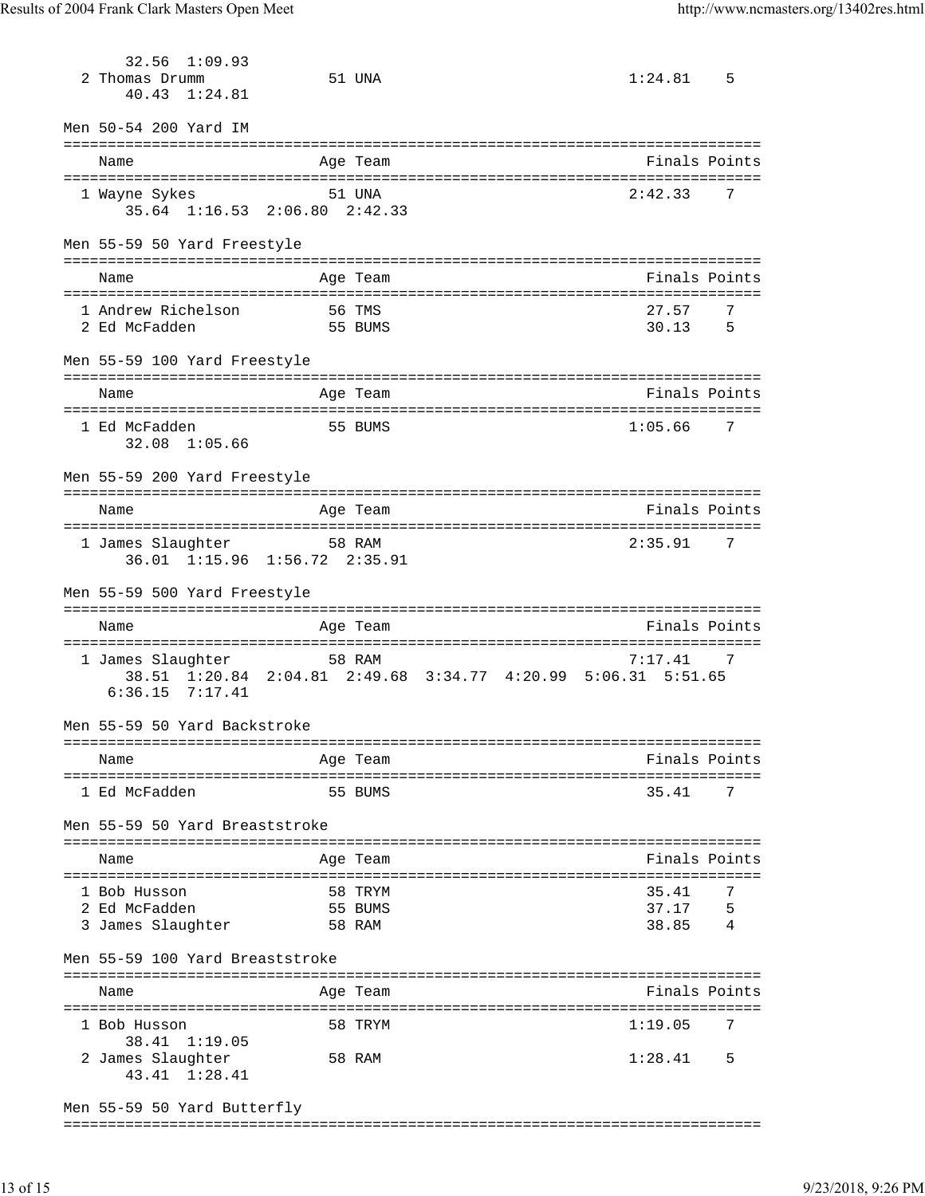32.56  1:09.93

| Name | Age | Team | Finals | Points |
|---|---|---|---|---|
| 2 Thomas Drumm | 51 | UNA | 1:24.81 | 5 |
| 40.43  1:24.81 | | | | |

Men 50-54 200 Yard IM

| Name | Age | Team | Finals | Points |
|---|---|---|---|---|
| 1 Wayne Sykes | 51 | UNA | 2:42.33 | 7 |
| 35.64  1:16.53  2:06.80  2:42.33 | | | | |

Men 55-59 50 Yard Freestyle

| Name | Age | Team | Finals | Points |
|---|---|---|---|---|
| 1 Andrew Richelson | 56 | TMS | 27.57 | 7 |
| 2 Ed McFadden | 55 | BUMS | 30.13 | 5 |

Men 55-59 100 Yard Freestyle

| Name | Age | Team | Finals | Points |
|---|---|---|---|---|
| 1 Ed McFadden | 55 | BUMS | 1:05.66 | 7 |
| 32.08  1:05.66 | | | | |

Men 55-59 200 Yard Freestyle

| Name | Age | Team | Finals | Points |
|---|---|---|---|---|
| 1 James Slaughter | 58 | RAM | 2:35.91 | 7 |
| 36.01  1:15.96  1:56.72  2:35.91 | | | | |

Men 55-59 500 Yard Freestyle

| Name | Age | Team | Finals | Points |
|---|---|---|---|---|
| 1 James Slaughter | 58 | RAM | 7:17.41 | 7 |
| 38.51  1:20.84  2:04.81  2:49.68  3:34.77  4:20.99  5:06.31  5:51.65  6:36.15  7:17.41 | | | | |

Men 55-59 50 Yard Backstroke

| Name | Age | Team | Finals | Points |
|---|---|---|---|---|
| 1 Ed McFadden | 55 | BUMS | 35.41 | 7 |

Men 55-59 50 Yard Breaststroke

| Name | Age | Team | Finals | Points |
|---|---|---|---|---|
| 1 Bob Husson | 58 | TRYM | 35.41 | 7 |
| 2 Ed McFadden | 55 | BUMS | 37.17 | 5 |
| 3 James Slaughter | 58 | RAM | 38.85 | 4 |

Men 55-59 100 Yard Breaststroke

| Name | Age | Team | Finals | Points |
|---|---|---|---|---|
| 1 Bob Husson | 58 | TRYM | 1:19.05 | 7 |
| 38.41  1:19.05 | | | | |
| 2 James Slaughter | 58 | RAM | 1:28.41 | 5 |
| 43.41  1:28.41 | | | | |

Men 55-59 50 Yard Butterfly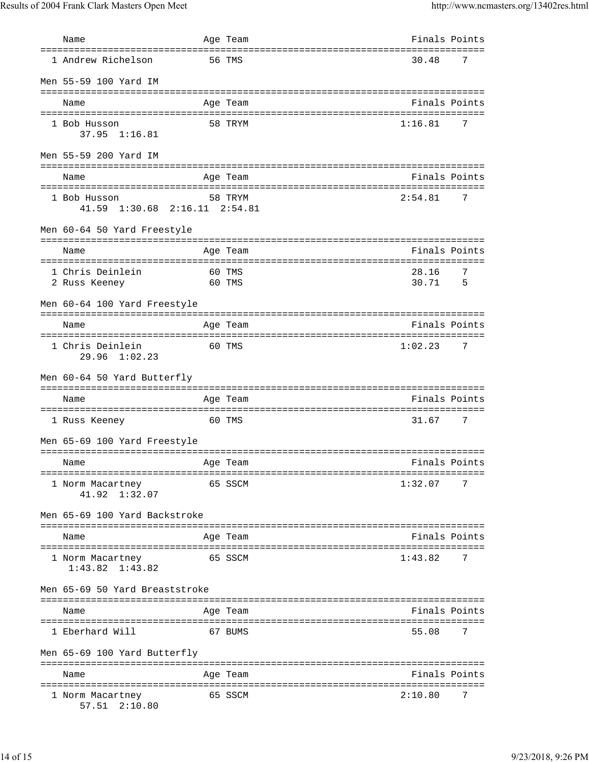| Name | Age | Team | Finals | Points |
|---|---|---|---|---|
| 1 Andrew Richelson | 56 | TMS | 30.48 | 7 |

### Men 55-59 100 Yard IM

| Name | Age | Team | Finals | Points |
|---|---|---|---|---|
| 1 Bob Husson | 58 | TRYM | 1:16.81 | 7 |
| 37.95 1:16.81 | | | | |

### Men 55-59 200 Yard IM

| Name | Age | Team | Finals | Points |
|---|---|---|---|---|
| 1 Bob Husson | 58 | TRYM | 2:54.81 | 7 |
| 41.59 1:30.68 2:16.11 2:54.81 | | | | |

### Men 60-64 50 Yard Freestyle

| Name | Age | Team | Finals | Points |
|---|---|---|---|---|
| 1 Chris Deinlein | 60 | TMS | 28.16 | 7 |
| 2 Russ Keeney | 60 | TMS | 30.71 | 5 |

### Men 60-64 100 Yard Freestyle

| Name | Age | Team | Finals | Points |
|---|---|---|---|---|
| 1 Chris Deinlein | 60 | TMS | 1:02.23 | 7 |
| 29.96 1:02.23 | | | | |

### Men 60-64 50 Yard Butterfly

| Name | Age | Team | Finals | Points |
|---|---|---|---|---|
| 1 Russ Keeney | 60 | TMS | 31.67 | 7 |

### Men 65-69 100 Yard Freestyle

| Name | Age | Team | Finals | Points |
|---|---|---|---|---|
| 1 Norm Macartney | 65 | SSCM | 1:32.07 | 7 |
| 41.92 1:32.07 | | | | |

### Men 65-69 100 Yard Backstroke

| Name | Age | Team | Finals | Points |
|---|---|---|---|---|
| 1 Norm Macartney | 65 | SSCM | 1:43.82 | 7 |
| 1:43.82 1:43.82 | | | | |

### Men 65-69 50 Yard Breaststroke

| Name | Age | Team | Finals | Points |
|---|---|---|---|---|
| 1 Eberhard Will | 67 | BUMS | 55.08 | 7 |

### Men 65-69 100 Yard Butterfly

| Name | Age | Team | Finals | Points |
|---|---|---|---|---|
| 1 Norm Macartney | 65 | SSCM | 2:10.80 | 7 |
| 57.51 2:10.80 | | | | |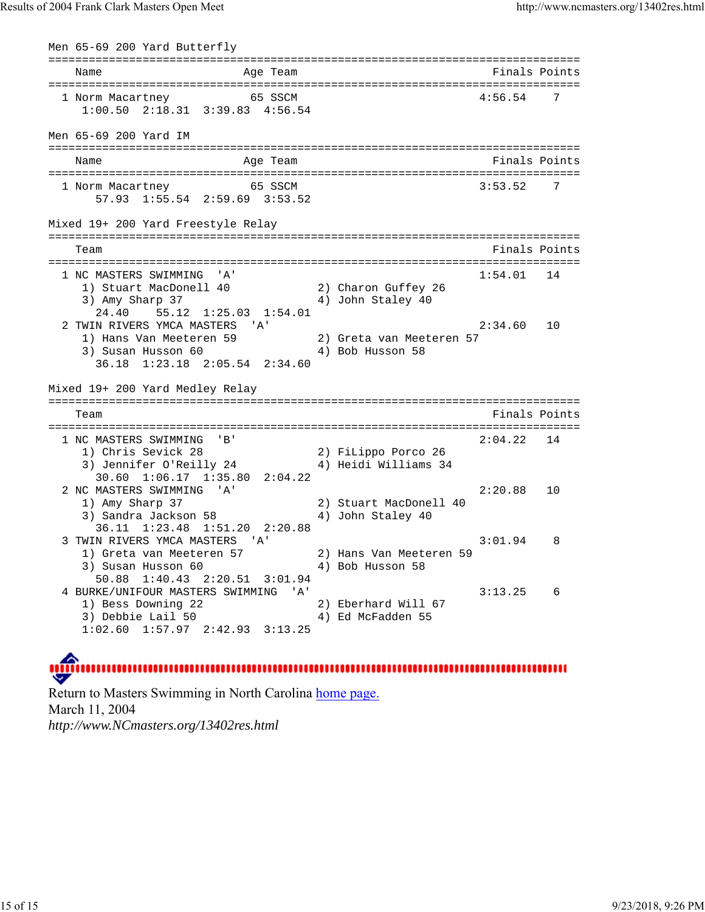```
Men 65-69 200 Yard Butterfly
===============================================================================
    Name                     Age Team                             Finals Points
===============================================================================
  1 Norm Macartney            65 SSCM                            4:56.54    7
     1:00.50  2:18.31  3:39.83  4:56.54

Men 65-69 200 Yard IM
===============================================================================
    Name                     Age Team                             Finals Points
===============================================================================
  1 Norm Macartney            65 SSCM                            3:53.52    7
       57.93  1:55.54  2:59.69  3:53.52

Mixed 19+ 200 Yard Freestyle Relay
===============================================================================
    Team                                                          Finals Points
===============================================================================
  1 NC MASTERS SWIMMING  'A'                                     1:54.01   14
     1) Stuart MacDonell 40             2) Charon Guffey 26
     3) Amy Sharp 37                    4) John Staley 40
       24.40     55.12  1:25.03  1:54.01
  2 TWIN RIVERS YMCA MASTERS  'A'                                2:34.60   10
     1) Hans Van Meeteren 59            2) Greta van Meeteren 57
     3) Susan Husson 60                 4) Bob Husson 58
       36.18  1:23.18  2:05.54  2:34.60

Mixed 19+ 200 Yard Medley Relay
===============================================================================
    Team                                                          Finals Points
===============================================================================
  1 NC MASTERS SWIMMING  'B'                                     2:04.22   14
     1) Chris Sevick 28                 2) FiLippo Porco 26
     3) Jennifer O'Reilly 24            4) Heidi Williams 34
       30.60  1:06.17  1:35.80  2:04.22
  2 NC MASTERS SWIMMING  'A'                                     2:20.88   10
     1) Amy Sharp 37                    2) Stuart MacDonell 40
     3) Sandra Jackson 58               4) John Staley 40
       36.11  1:23.48  1:51.20  2:20.88
  3 TWIN RIVERS YMCA MASTERS  'A'                                3:01.94    8
     1) Greta van Meeteren 57           2) Hans Van Meeteren 59
     3) Susan Husson 60                 4) Bob Husson 58
       50.88  1:40.43  2:20.51  3:01.94
  4 BURKE/UNIFOUR MASTERS SWIMMING  'A'                          3:13.25    6
     1) Bess Downing 22                 2) Eberhard Will 67
     3) Debbie Lail 50                  4) Ed McFadden 55
     1:02.60  1:57.97  2:42.93  3:13.25
```

Return to Masters Swimming in North Carolina [home page.](http://www.NCmasters.org)
March 11, 2004
*http://www.NCmasters.org/13402res.html*